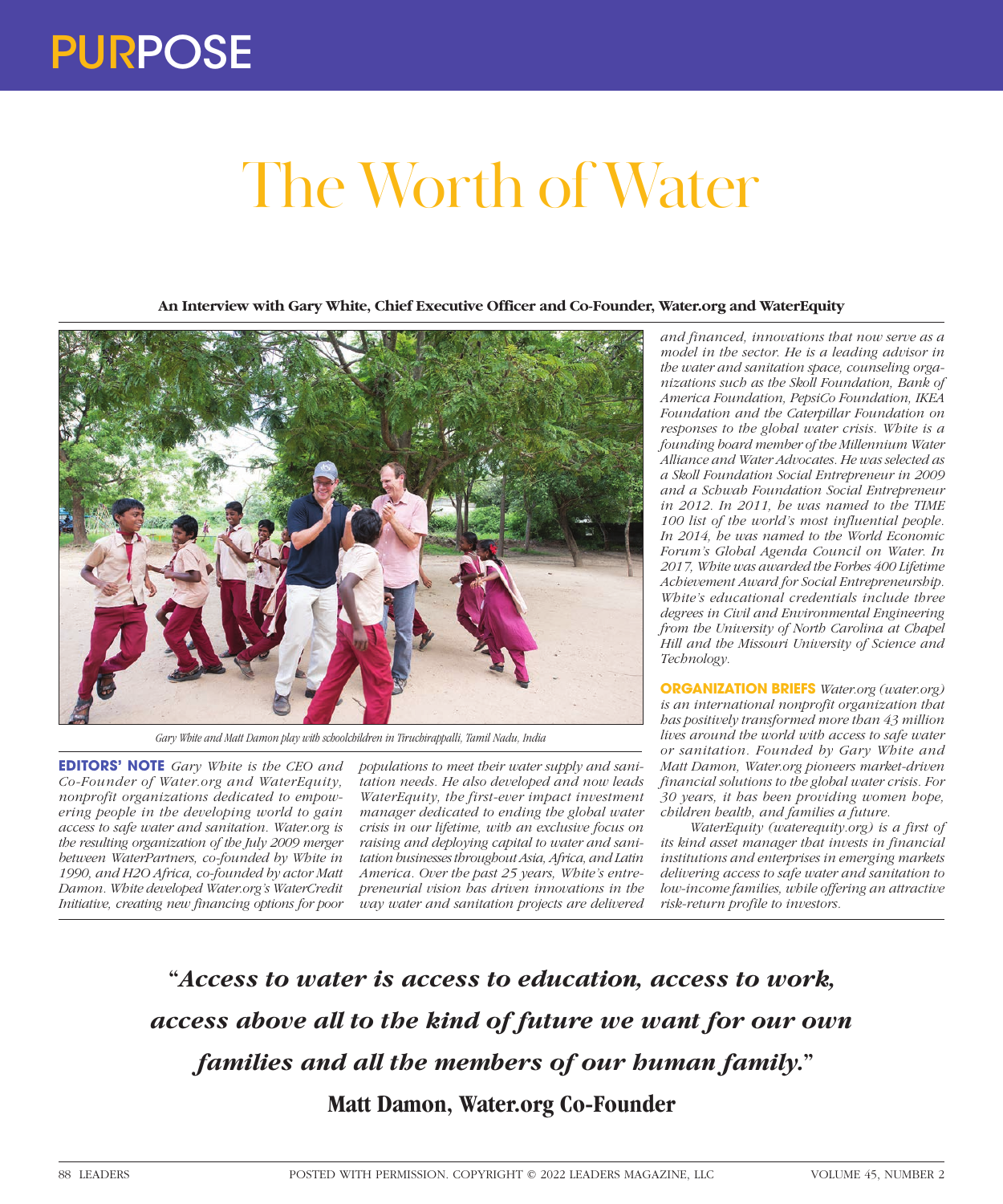# The Worth of Water

**An Interview with Gary White, Chief Executive Officer and Co-Founder, Water.org and WaterEquity**

Gary White and Matt Damon play with schoolchildren in Tiruchirappalli, Tamil Nadu, India

**EDITORS' NOTE** *Gary White is the CEO and Co-Founder of Water.org and WaterEquity, nonprofit organizations dedicated to empowering people in the developing world to gain access to safe water and sanitation. Water.org is the resulting organization of the July 2009 merger between WaterPartners, co-founded by White in 1990, and H2O Africa, co-founded by actor Matt Damon. White developed Water.org's WaterCredit Initiative, creating new financing options for poor populations to meet their water supply and sanitation needs. He also developed and now leads WaterEquity, the first-ever impact investment manager dedicated to ending the global water crisis in our lifetime, with an exclusive focus on raising and deploying capital to water and sanitation businesses throughout Asia, Africa, and Latin America. Over the past 25 years, White's entrepreneurial vision has driven innovations in the way water and sanitation projects are delivered and financed, innovations that now serve as a model in the sector. He is a leading advisor in the water and sanitation space, counseling organizations such as the Skoll Foundation, Bank of America Foundation, PepsiCo Foundation, IKEA Foundation and the Caterpillar Foundation on responses to the global water crisis. White is a founding board member of the Millennium Water Alliance and Water Advocates. He was selected as a Skoll Foundation Social Entrepreneur in 2009 and a Schwab Foundation Social Entrepreneur in 2012. In 2011, he was named to the TIME 100 list of the world's most influential people. In 2014, he was named to the World Economic Forum's Global Agenda Council on Water. In 2017, White was awarded the Forbes 400 Lifetime Achievement Award for Social Entrepreneurship. White's educational credentials include three degrees in Civil and Environmental Engineering from the University of North Carolina at Chapel Hill and the Missouri University of Science and Technology.*

**ORGANIZATION BRIEFS** *Water.org (water.org) is an international nonprofit organization that has positively transformed more than 43 million lives around the world with access to safe water or sanitation. Founded by Gary White and Matt Damon, Water.org pioneers market-driven financial solutions to the global water crisis. For 30 years, it has been providing women hope, children health, and families a future.*

*WaterEquity (waterequity.org) is a first of its kind asset manager that invests in financial institutions and enterprises in emerging markets delivering access to safe water and sanitation to low-income families, while offering an attractive risk-return profile to investors.*

**"*Access to water is access to education, access to work, access above all to the kind of future we want for our own families and all the members of our human family.*"**

**Matt Damon, Water.org Co-Founder**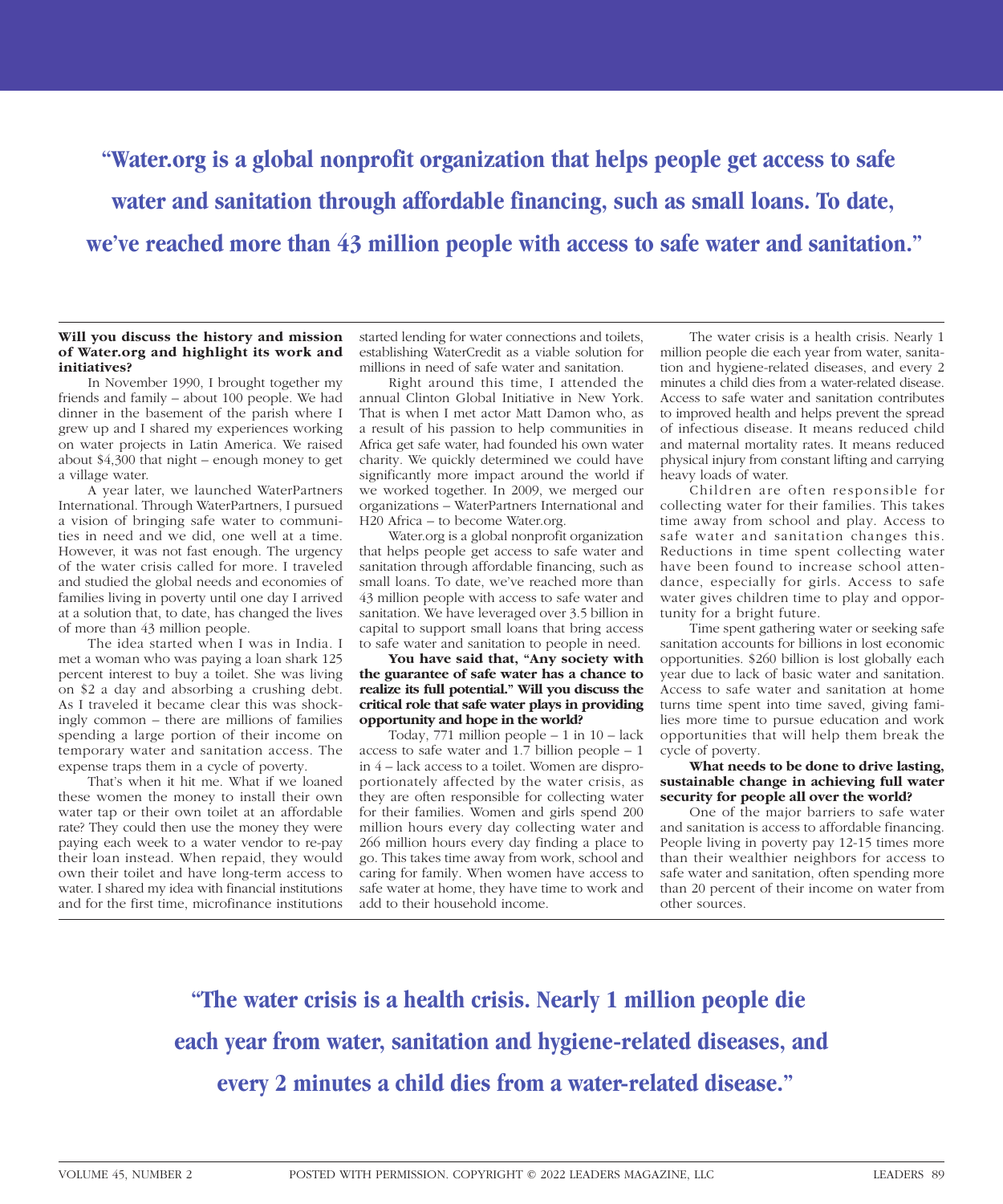"Water.org is a global nonprofit organization that helps people get access to safe water and sanitation through affordable financing, such as small loans. To date, we've reached more than 43 million people with access to safe water and sanitation."

**Will you discuss the history and mission of Water.org and highlight its work and initiatives?**

In November 1990, I brought together my friends and family – about 100 people. We had dinner in the basement of the parish where I grew up and I shared my experiences working on water projects in Latin America. We raised about $4,300 that night – enough money to get a village water.

A year later, we launched WaterPartners International. Through WaterPartners, I pursued a vision of bringing safe water to communities in need and we did, one well at a time. However, it was not fast enough. The urgency of the water crisis called for more. I traveled and studied the global needs and economies of families living in poverty until one day I arrived at a solution that, to date, has changed the lives of more than 43 million people.

The idea started when I was in India. I met a woman who was paying a loan shark 125 percent interest to buy a toilet. She was living on $2 a day and absorbing a crushing debt. As I traveled it became clear this was shockingly common – there are millions of families spending a large portion of their income on temporary water and sanitation access. The expense traps them in a cycle of poverty.

That's when it hit me. What if we loaned these women the money to install their own water tap or their own toilet at an affordable rate? They could then use the money they were paying each week to a water vendor to re-pay their loan instead. When repaid, they would own their toilet and have long-term access to water. I shared my idea with financial institutions and for the first time, microfinance institutions started lending for water connections and toilets, establishing WaterCredit as a viable solution for millions in need of safe water and sanitation.

Right around this time, I attended the annual Clinton Global Initiative in New York. That is when I met actor Matt Damon who, as a result of his passion to help communities in Africa get safe water, had founded his own water charity. We quickly determined we could have significantly more impact around the world if we worked together. In 2009, we merged our organizations – WaterPartners International and H20 Africa – to become Water.org.

Water.org is a global nonprofit organization that helps people get access to safe water and sanitation through affordable financing, such as small loans. To date, we've reached more than 43 million people with access to safe water and sanitation. We have leveraged over 3.5 billion in capital to support small loans that bring access to safe water and sanitation to people in need.

**You have said that, "Any society with the guarantee of safe water has a chance to realize its full potential." Will you discuss the critical role that safe water plays in providing opportunity and hope in the world?**

Today, 771 million people – 1 in 10 – lack access to safe water and 1.7 billion people – 1 in 4 – lack access to a toilet. Women are disproportionately affected by the water crisis, as they are often responsible for collecting water for their families. Women and girls spend 200 million hours every day collecting water and 266 million hours every day finding a place to go. This takes time away from work, school and caring for family. When women have access to safe water at home, they have time to work and add to their household income.

The water crisis is a health crisis. Nearly 1 million people die each year from water, sanitation and hygiene-related diseases, and every 2 minutes a child dies from a water-related disease. Access to safe water and sanitation contributes to improved health and helps prevent the spread of infectious disease. It means reduced child and maternal mortality rates. It means reduced physical injury from constant lifting and carrying heavy loads of water.

Children are often responsible for collecting water for their families. This takes time away from school and play. Access to safe water and sanitation changes this. Reductions in time spent collecting water have been found to increase school attendance, especially for girls. Access to safe water gives children time to play and opportunity for a bright future.

Time spent gathering water or seeking safe sanitation accounts for billions in lost economic opportunities. $260 billion is lost globally each year due to lack of basic water and sanitation. Access to safe water and sanitation at home turns time spent into time saved, giving families more time to pursue education and work opportunities that will help them break the cycle of poverty.

**What needs to be done to drive lasting, sustainable change in achieving full water security for people all over the world?**

One of the major barriers to safe water and sanitation is access to affordable financing. People living in poverty pay 12-15 times more than their wealthier neighbors for access to safe water and sanitation, often spending more than 20 percent of their income on water from other sources.

"The water crisis is a health crisis. Nearly 1 million people die each year from water, sanitation and hygiene-related diseases, and every 2 minutes a child dies from a water-related disease."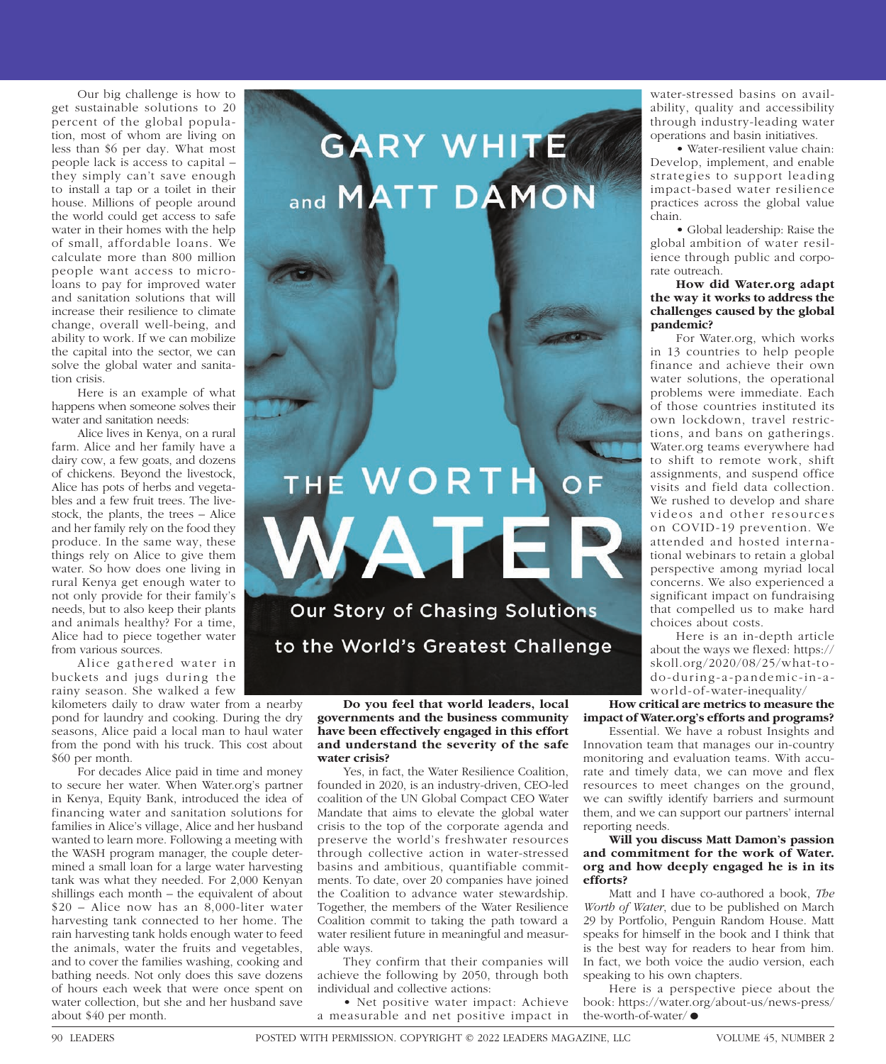Our big challenge is how to get sustainable solutions to 20 percent of the global population, most of whom are living on less than $6 per day. What most people lack is access to capital – they simply can't save enough to install a tap or a toilet in their house. Millions of people around the world could get access to safe water in their homes with the help of small, affordable loans. We calculate more than 800 million people want access to microloans to pay for improved water and sanitation solutions that will increase their resilience to climate change, overall well-being, and ability to work. If we can mobilize the capital into the sector, we can solve the global water and sanitation crisis.

Here is an example of what happens when someone solves their water and sanitation needs:

Alice lives in Kenya, on a rural farm. Alice and her family have a dairy cow, a few goats, and dozens of chickens. Beyond the livestock, Alice has pots of herbs and vegetables and a few fruit trees. The livestock, the plants, the trees – Alice and her family rely on the food they produce. In the same way, these things rely on Alice to give them water. So how does one living in rural Kenya get enough water to not only provide for their family's needs, but to also keep their plants and animals healthy? For a time, Alice had to piece together water from various sources.

Alice gathered water in buckets and jugs during the rainy season. She walked a few kilometers daily to draw water from a nearby pond for laundry and cooking. During the dry seasons, Alice paid a local man to haul water from the pond with his truck. This cost about $60 per month.

For decades Alice paid in time and money to secure her water. When Water.org's partner in Kenya, Equity Bank, introduced the idea of financing water and sanitation solutions for families in Alice's village, Alice and her husband wanted to learn more. Following a meeting with the WASH program manager, the couple determined a small loan for a large water harvesting tank was what they needed. For 2,000 Kenyan shillings each month – the equivalent of about $20 – Alice now has an 8,000-liter water harvesting tank connected to her home. The rain harvesting tank holds enough water to feed the animals, water the fruits and vegetables, and to cover the families washing, cooking and bathing needs. Not only does this save dozens of hours each week that were once spent on water collection, but she and her husband save about $40 per month.

GARY WHITE and MATT DAMON

THE WORTH OF WATER

Our Story of Chasing Solutions to the World's Greatest Challenge

**Do you feel that world leaders, local governments and the business community have been effectively engaged in this effort and understand the severity of the safe water crisis?**

Yes, in fact, the Water Resilience Coalition, founded in 2020, is an industry-driven, CEO-led coalition of the UN Global Compact CEO Water Mandate that aims to elevate the global water crisis to the top of the corporate agenda and preserve the world's freshwater resources through collective action in water-stressed basins and ambitious, quantifiable commitments. To date, over 20 companies have joined the Coalition to advance water stewardship. Together, the members of the Water Resilience Coalition commit to taking the path toward a water resilient future in meaningful and measurable ways.

They confirm that their companies will achieve the following by 2050, through both individual and collective actions:

- Net positive water impact: Achieve a measurable and net positive impact in water-stressed basins on availability, quality and accessibility through industry-leading water operations and basin initiatives.
- Water-resilient value chain: Develop, implement, and enable strategies to support leading impact-based water resilience practices across the global value chain.
- Global leadership: Raise the global ambition of water resilience through public and corporate outreach.

**How did Water.org adapt the way it works to address the challenges caused by the global pandemic?**

For Water.org, which works in 13 countries to help people finance and achieve their own water solutions, the operational problems were immediate. Each of those countries instituted its own lockdown, travel restrictions, and bans on gatherings. Water.org teams everywhere had to shift to remote work, shift assignments, and suspend office visits and field data collection. We rushed to develop and share videos and other resources on COVID-19 prevention. We attended and hosted international webinars to retain a global perspective among myriad local concerns. We also experienced a significant impact on fundraising that compelled us to make hard choices about costs.

Here is an in-depth article about the ways we flexed: https://skoll.org/2020/08/25/what-to-do-during-a-pandemic-in-a-world-of-water-inequality/

**How critical are metrics to measure the impact of Water.org's efforts and programs?**

Essential. We have a robust Insights and Innovation team that manages our in-country monitoring and evaluation teams. With accurate and timely data, we can move and flex resources to meet changes on the ground, we can swiftly identify barriers and surmount them, and we can support our partners' internal reporting needs.

**Will you discuss Matt Damon's passion and commitment for the work of Water.org and how deeply engaged he is in its efforts?**

Matt and I have co-authored a book, *The Worth of Water*, due to be published on March 29 by Portfolio, Penguin Random House. Matt speaks for himself in the book and I think that is the best way for readers to hear from him. In fact, we both voice the audio version, each speaking to his own chapters.

Here is a perspective piece about the book: https://water.org/about-us/news-press/the-worth-of-water/ ●

POSTED WITH PERMISSION. COPYRIGHT © 2022 LEADERS MAGAZINE, LLC